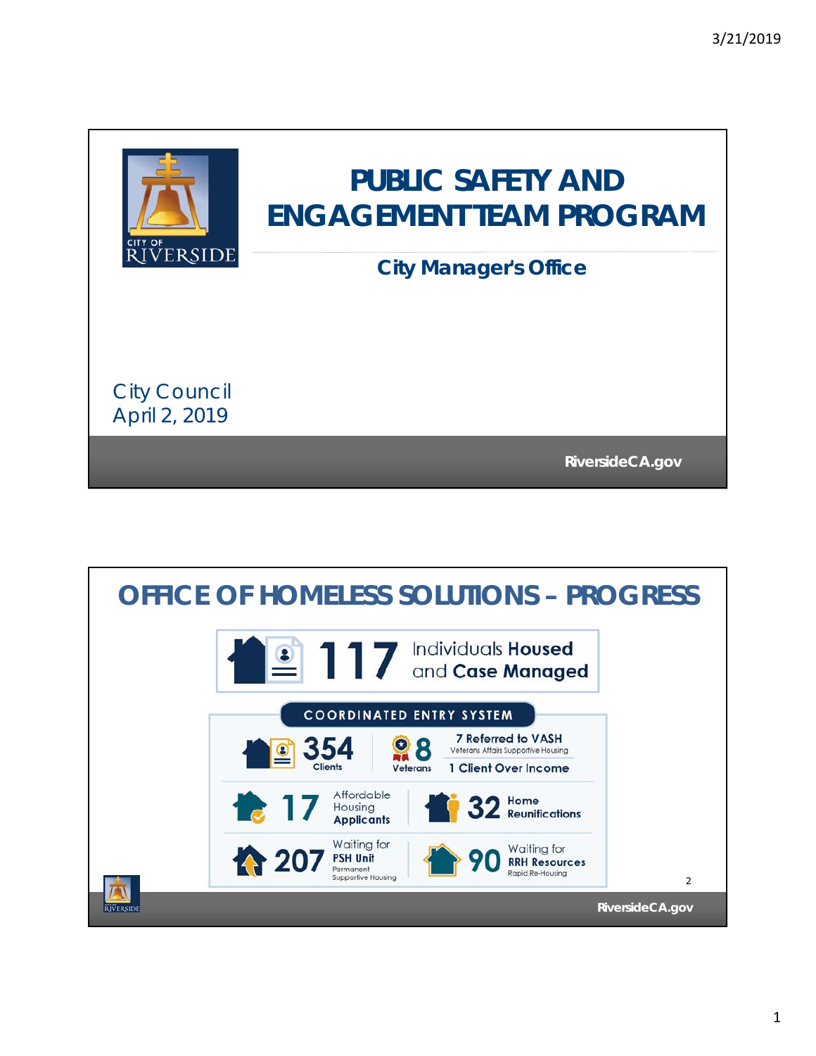# PUBLIC SAFETY AND ENGAGEMENT TEAM PROGRAM

## City Manager's Office

City Council
April 2, 2019

RiversideCA.gov

---

# OFFICE OF HOMELESS SOLUTIONS – PROGRESS

**117** Individuals **Housed** and **Case Managed**

### COORDINATED ENTRY SYSTEM

**354** Clients

**8** Veterans

**7 Referred to VASH** (Veterans Affairs Supportive Housing)

**1 Client Over Income**

**17** Affordable Housing **Applicants**

**32** **Home Reunifications**

**207** Waiting for **PSH Unit** (Permanent Supportive Housing)

**90** Waiting for **RRH Resources** (Rapid Re-Housing)

RiversideCA.gov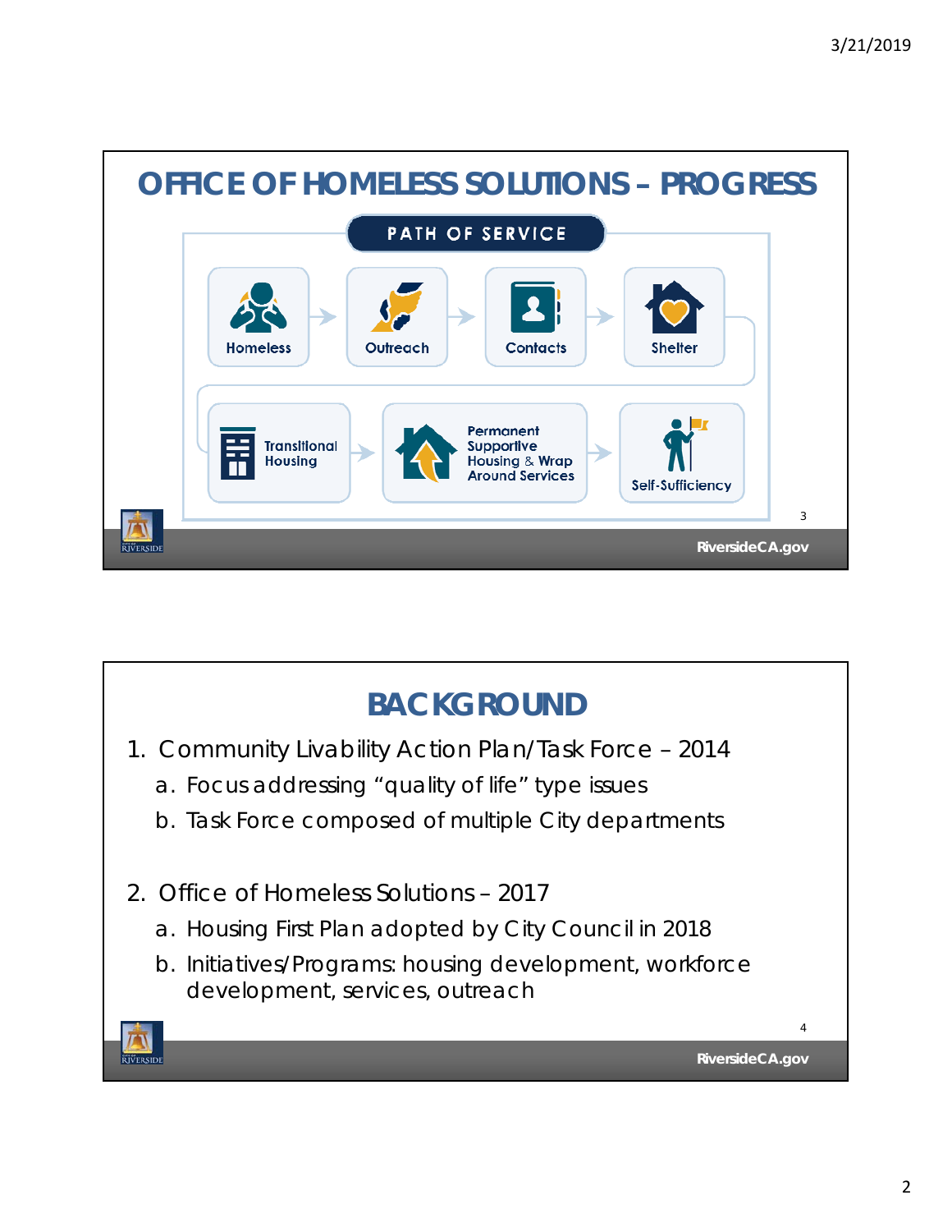# OFFICE OF HOMELESS SOLUTIONS – PROGRESS

PATH OF SERVICE

Homeless → Outreach → Contacts → Shelter → Transitional Housing → Permanent Supportive Housing & Wrap Around Services → Self-Sufficiency

# BACKGROUND

1. Community Livability Action Plan/Task Force – 2014
   a. Focus addressing "quality of life" type issues
   b. Task Force composed of multiple City departments

2. Office of Homeless Solutions – 2017
   a. Housing First Plan adopted by City Council in 2018
   b. Initiatives/Programs: housing development, workforce development, services, outreach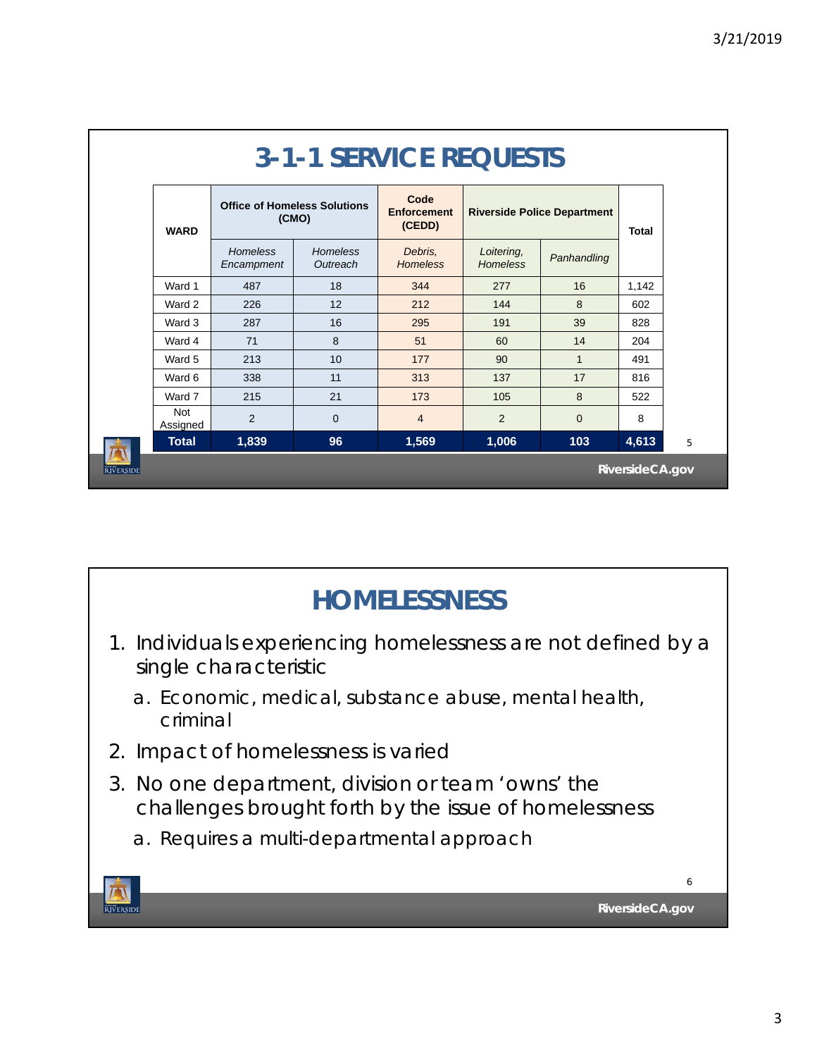## 3-1-1 SERVICE REQUESTS

| WARD | Office of Homeless Solutions (CMO) | | Code Enforcement (CEDD) | Riverside Police Department | | Total |
|---|---|---|---|---|---|---|
| | *Homeless Encampment* | *Homeless Outreach* | *Debris, Homeless* | *Loitering, Homeless* | *Panhandling* | |
| Ward 1 | 487 | 18 | 344 | 277 | 16 | 1,142 |
| Ward 2 | 226 | 12 | 212 | 144 | 8 | 602 |
| Ward 3 | 287 | 16 | 295 | 191 | 39 | 828 |
| Ward 4 | 71 | 8 | 51 | 60 | 14 | 204 |
| Ward 5 | 213 | 10 | 177 | 90 | 1 | 491 |
| Ward 6 | 338 | 11 | 313 | 137 | 17 | 816 |
| Ward 7 | 215 | 21 | 173 | 105 | 8 | 522 |
| Not Assigned | 2 | 0 | 4 | 2 | 0 | 8 |
| **Total** | **1,839** | **96** | **1,569** | **1,006** | **103** | **4,613** |

## HOMELESSNESS

1. Individuals experiencing homelessness are not defined by a single characteristic
   a. Economic, medical, substance abuse, mental health, criminal
2. Impact of homelessness is varied
3. No one department, division or team 'owns' the challenges brought forth by the issue of homelessness
   a. Requires a multi-departmental approach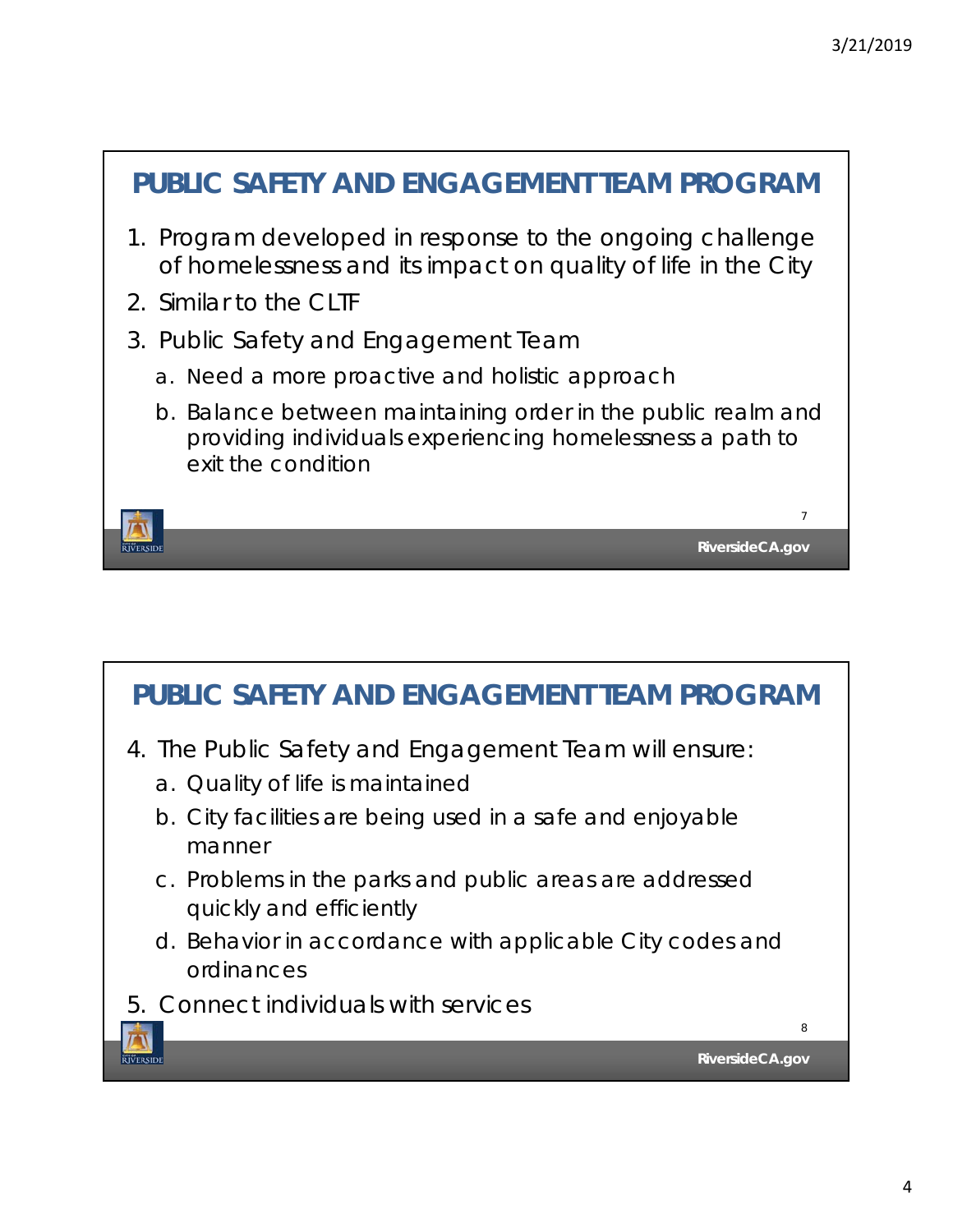## PUBLIC SAFETY AND ENGAGEMENT TEAM PROGRAM

1. Program developed in response to the ongoing challenge of homelessness and its impact on quality of life in the City
2. Similar to the CLTF
3. Public Safety and Engagement Team
   a. Need a more proactive and holistic approach
   b. Balance between maintaining order in the public realm and providing individuals experiencing homelessness a path to exit the condition

## PUBLIC SAFETY AND ENGAGEMENT TEAM PROGRAM

4. The Public Safety and Engagement Team will ensure:
   a. Quality of life is maintained
   b. City facilities are being used in a safe and enjoyable manner
   c. Problems in the parks and public areas are addressed quickly and efficiently
   d. Behavior in accordance with applicable City codes and ordinances
5. Connect individuals with services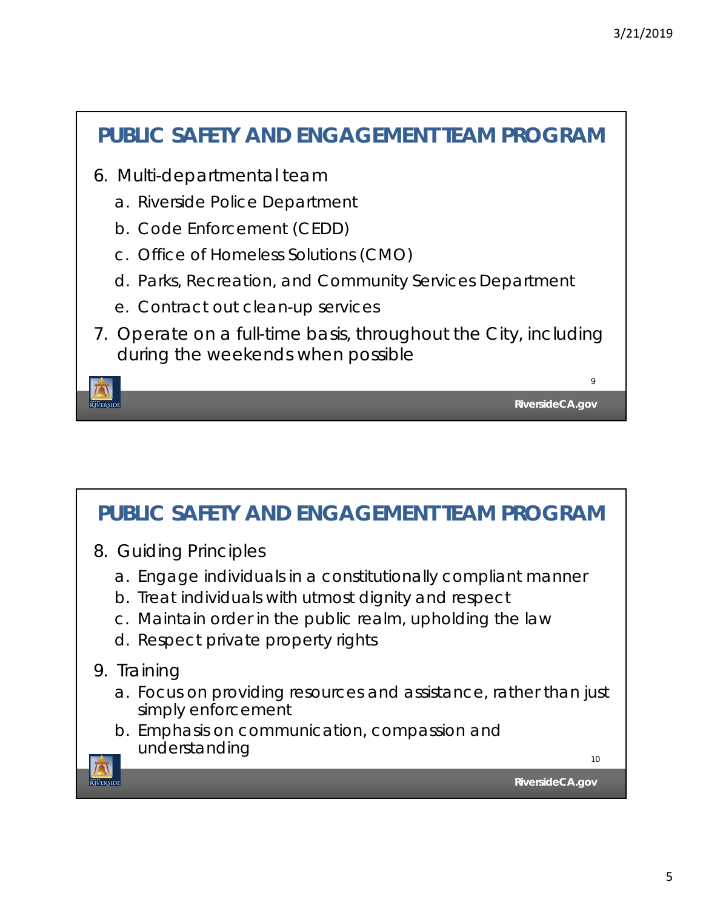## PUBLIC SAFETY AND ENGAGEMENT TEAM PROGRAM

6. Multi-departmental team
   a. Riverside Police Department
   b. Code Enforcement (CEDD)
   c. Office of Homeless Solutions (CMO)
   d. Parks, Recreation, and Community Services Department
   e. Contract out clean-up services
7. Operate on a full-time basis, throughout the City, including during the weekends when possible

## PUBLIC SAFETY AND ENGAGEMENT TEAM PROGRAM

8. Guiding Principles
   a. Engage individuals in a constitutionally compliant manner
   b. Treat individuals with utmost dignity and respect
   c. Maintain order in the public realm, upholding the law
   d. Respect private property rights
9. Training
   a. Focus on providing resources and assistance, rather than just simply enforcement
   b. Emphasis on communication, compassion and understanding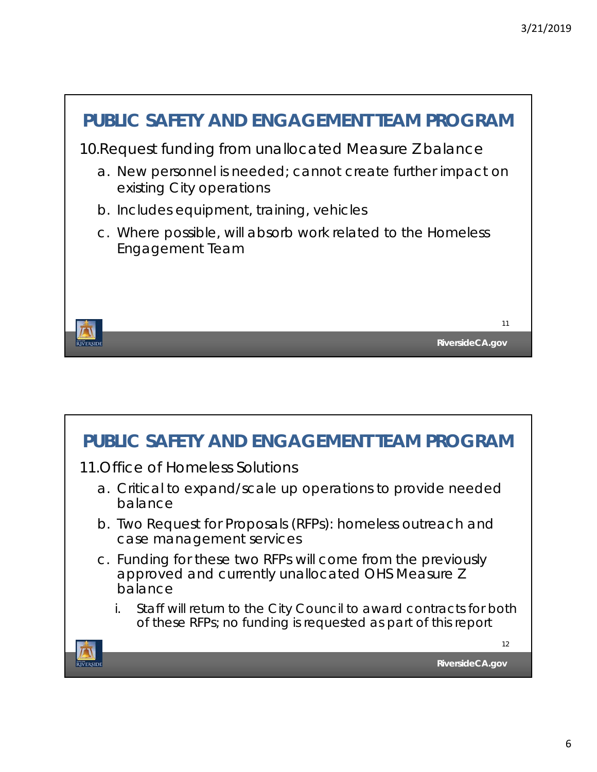## PUBLIC SAFETY AND ENGAGEMENT TEAM PROGRAM

10. Request funding from unallocated Measure Z balance
    a. New personnel is needed; cannot create further impact on existing City operations
    b. Includes equipment, training, vehicles
    c. Where possible, will absorb work related to the Homeless Engagement Team

## PUBLIC SAFETY AND ENGAGEMENT TEAM PROGRAM

11. Office of Homeless Solutions
    a. Critical to expand/scale up operations to provide needed balance
    b. Two Request for Proposals (RFPs): homeless outreach and case management services
    c. Funding for these two RFPs will come from the previously approved and currently unallocated OHS Measure Z balance
       i. Staff will return to the City Council to award contracts for both of these RFPs; no funding is requested as part of this report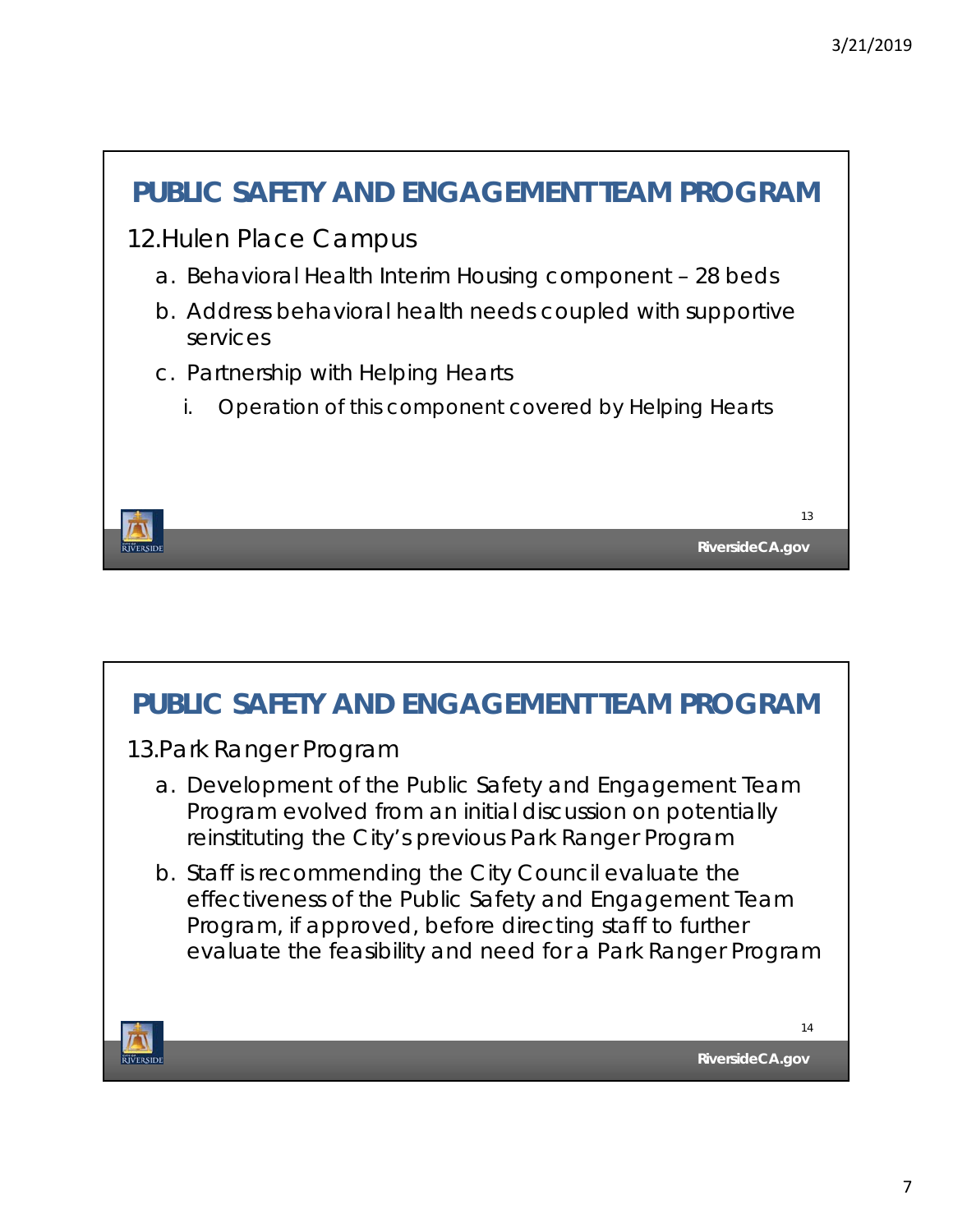## PUBLIC SAFETY AND ENGAGEMENT TEAM PROGRAM

12. Hulen Place Campus
    a. Behavioral Health Interim Housing component – 28 beds
    b. Address behavioral health needs coupled with supportive services
    c. Partnership with Helping Hearts
       i. Operation of this component covered by Helping Hearts

## PUBLIC SAFETY AND ENGAGEMENT TEAM PROGRAM

13. Park Ranger Program
    a. Development of the Public Safety and Engagement Team Program evolved from an initial discussion on potentially reinstituting the City's previous Park Ranger Program
    b. Staff is recommending the City Council evaluate the effectiveness of the Public Safety and Engagement Team Program, if approved, before directing staff to further evaluate the feasibility and need for a Park Ranger Program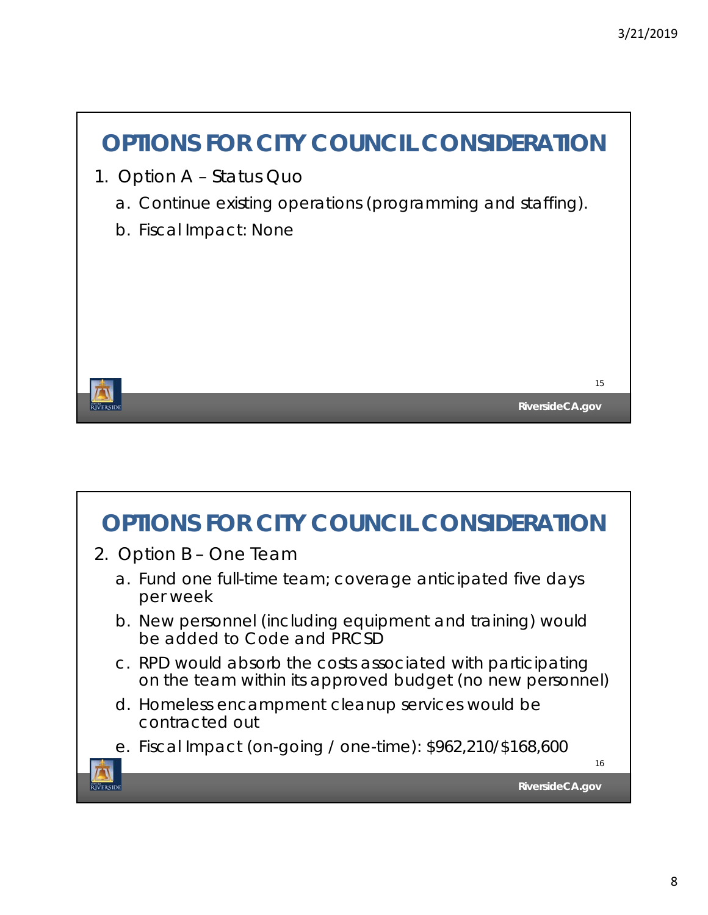## OPTIONS FOR CITY COUNCIL CONSIDERATION

1. Option A – Status Quo
   a. Continue existing operations (programming and staffing).
   b. Fiscal Impact: None

## OPTIONS FOR CITY COUNCIL CONSIDERATION

2. Option B – One Team
   a. Fund one full-time team; coverage anticipated five days per week
   b. New personnel (including equipment and training) would be added to Code and PRCSD
   c. RPD would absorb the costs associated with participating on the team within its approved budget (no new personnel)
   d. Homeless encampment cleanup services would be contracted out
   e. Fiscal Impact (on-going / one-time): $962,210/$168,600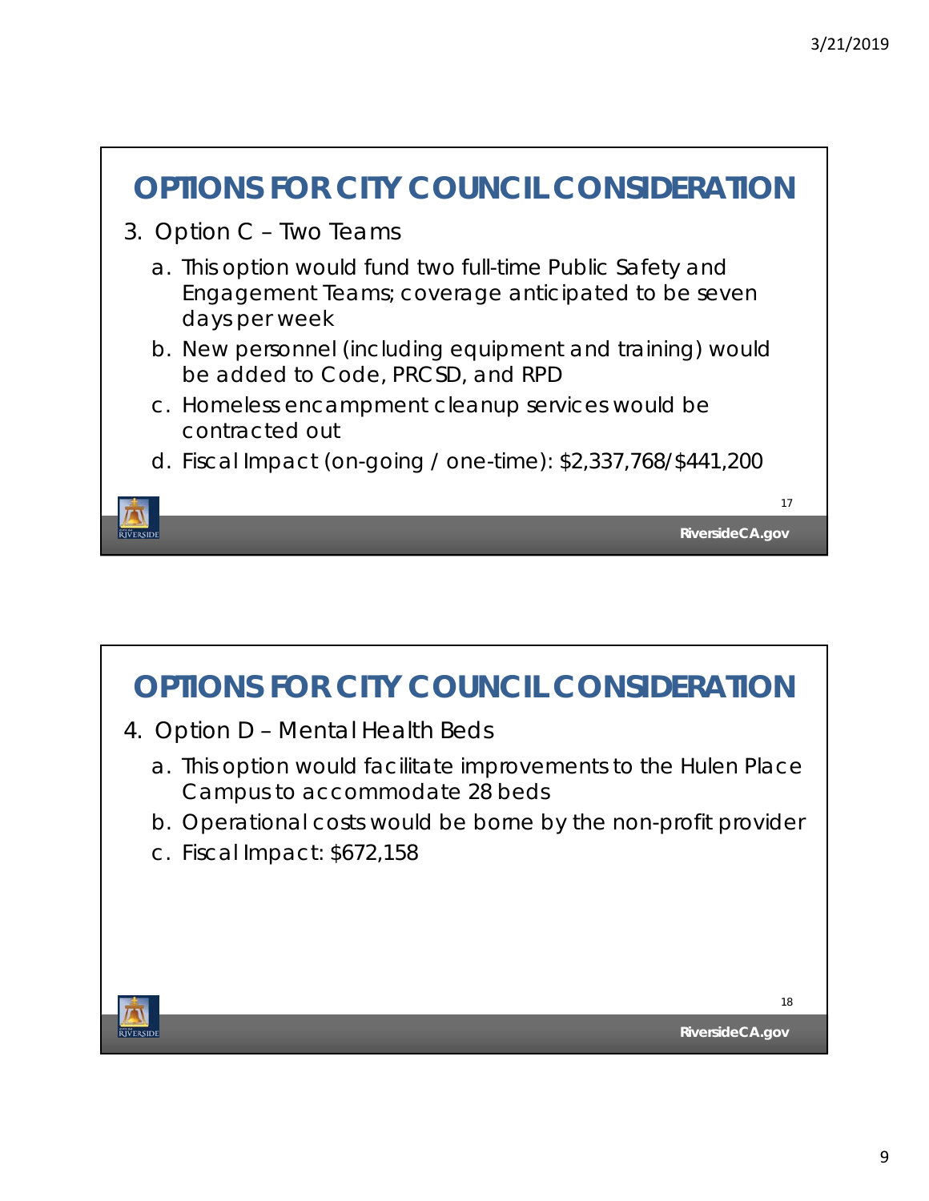## OPTIONS FOR CITY COUNCIL CONSIDERATION

3. Option C – Two Teams
   a. This option would fund two full-time Public Safety and Engagement Teams; coverage anticipated to be seven days per week
   b. New personnel (including equipment and training) would be added to Code, PRCSD, and RPD
   c. Homeless encampment cleanup services would be contracted out
   d. Fiscal Impact (on-going / one-time): $2,337,768/$441,200

## OPTIONS FOR CITY COUNCIL CONSIDERATION

4. Option D – Mental Health Beds
   a. This option would facilitate improvements to the Hulen Place Campus to accommodate 28 beds
   b. Operational costs would be borne by the non-profit provider
   c. Fiscal Impact: $672,158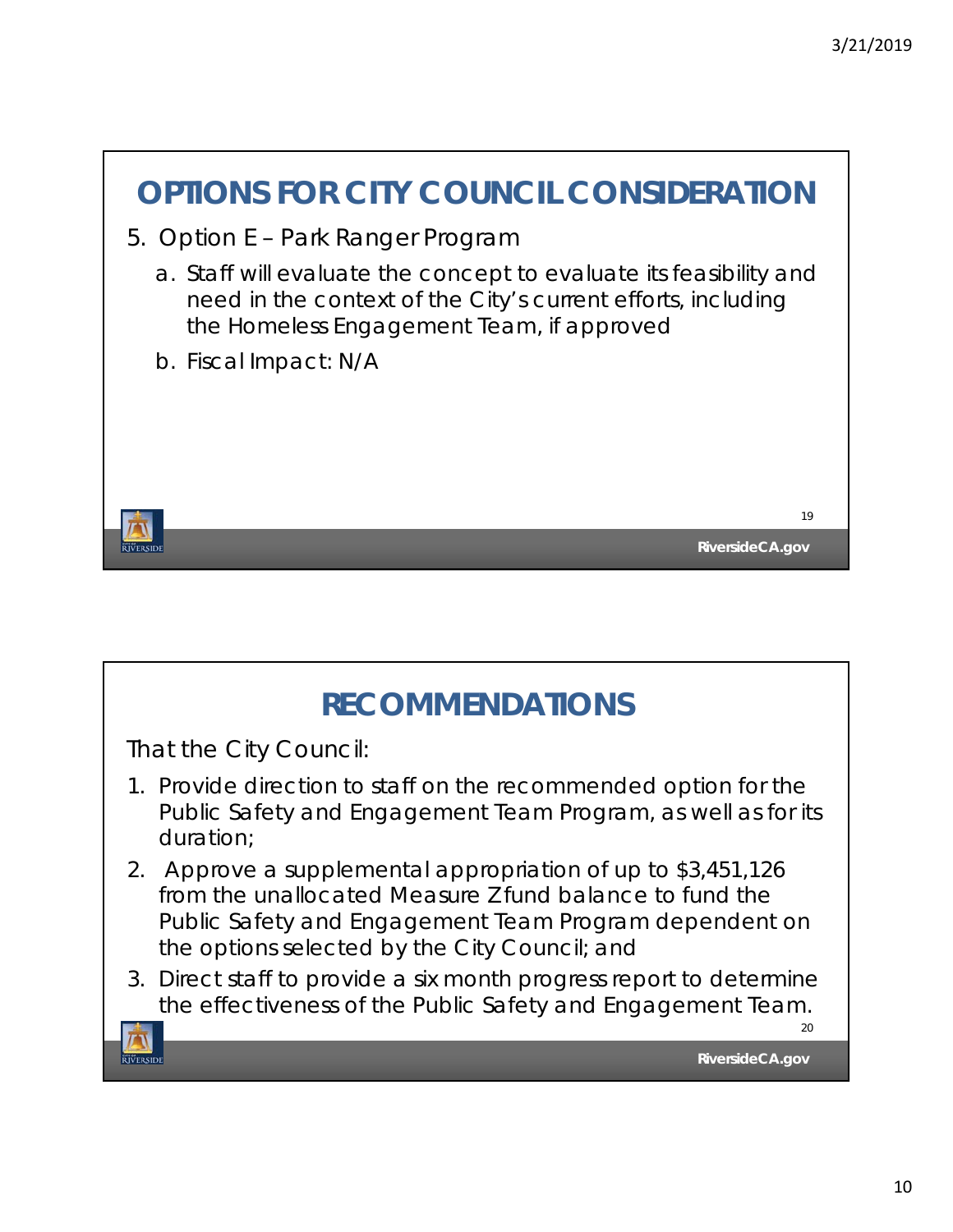## OPTIONS FOR CITY COUNCIL CONSIDERATION

5. Option E – Park Ranger Program
   a. Staff will evaluate the concept to evaluate its feasibility and need in the context of the City's current efforts, including the Homeless Engagement Team, if approved
   b. Fiscal Impact: N/A

## RECOMMENDATIONS

That the City Council:

1. Provide direction to staff on the recommended option for the Public Safety and Engagement Team Program, as well as for its duration;
2. Approve a supplemental appropriation of up to $3,451,126 from the unallocated Measure Z fund balance to fund the Public Safety and Engagement Team Program dependent on the options selected by the City Council; and
3. Direct staff to provide a six month progress report to determine the effectiveness of the Public Safety and Engagement Team.